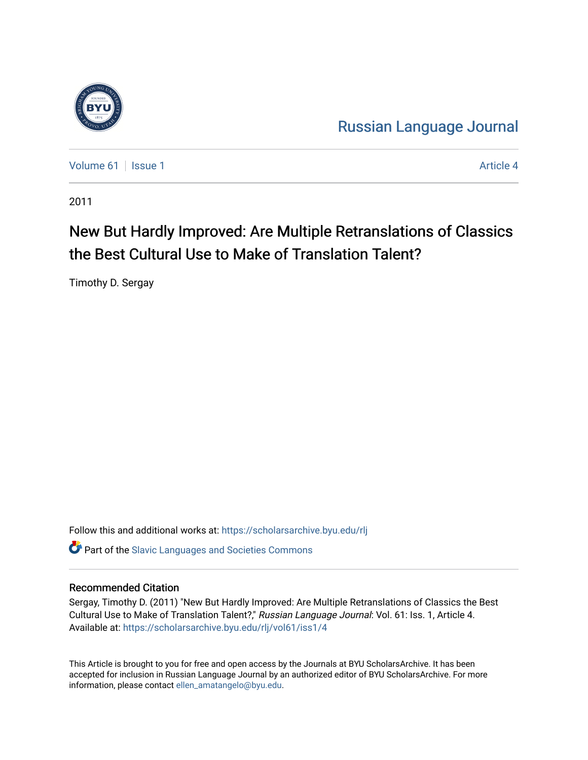Russian Language Journal

Volume 61 | Issue 1 | Article 4

2011

# New But Hardly Improved: Are Multiple Retranslations of Classics the Best Cultural Use to Make of Translation Talent?

Timothy D. Sergay

Follow this and additional works at: https://scholarsarchive.byu.edu/rlj

Part of the Slavic Languages and Societies Commons

## Recommended Citation

Sergay, Timothy D. (2011) "New But Hardly Improved: Are Multiple Retranslations of Classics the Best Cultural Use to Make of Translation Talent?," *Russian Language Journal*: Vol. 61: Iss. 1, Article 4.
Available at: https://scholarsarchive.byu.edu/rlj/vol61/iss1/4

This Article is brought to you for free and open access by the Journals at BYU ScholarsArchive. It has been accepted for inclusion in Russian Language Journal by an authorized editor of BYU ScholarsArchive. For more information, please contact ellen_amatangelo@byu.edu.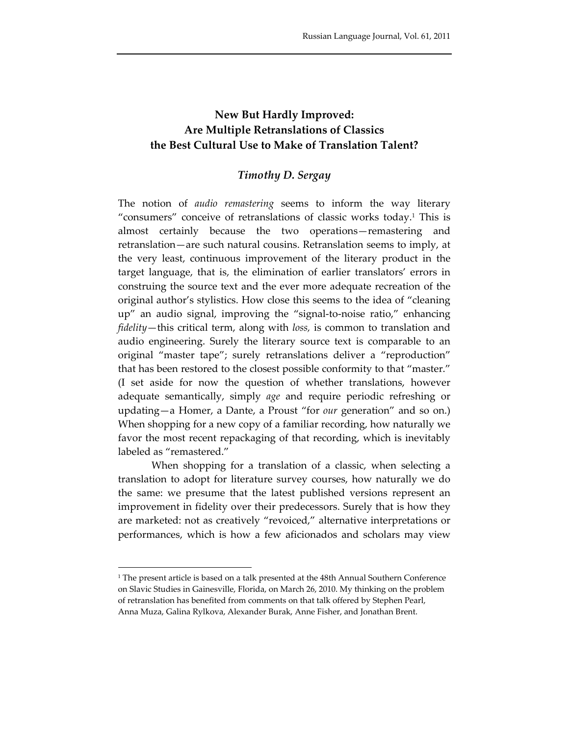**New But Hardly Improved:**
**Are Multiple Retranslations of Classics the Best Cultural Use to Make of Translation Talent?**

*Timothy D. Sergay*

The notion of *audio remastering* seems to inform the way literary "consumers" conceive of retranslations of classic works today.[1] This is almost certainly because the two operations—remastering and retranslation—are such natural cousins. Retranslation seems to imply, at the very least, continuous improvement of the literary product in the target language, that is, the elimination of earlier translators' errors in construing the source text and the ever more adequate recreation of the original author's stylistics. How close this seems to the idea of "cleaning up" an audio signal, improving the "signal-to-noise ratio," enhancing *fidelity*—this critical term, along with *loss*, is common to translation and audio engineering. Surely the literary source text is comparable to an original "master tape"; surely retranslations deliver a "reproduction" that has been restored to the closest possible conformity to that "master." (I set aside for now the question of whether translations, however adequate semantically, simply *age* and require periodic refreshing or updating—a Homer, a Dante, a Proust "for *our* generation" and so on.) When shopping for a new copy of a familiar recording, how naturally we favor the most recent repackaging of that recording, which is inevitably labeled as "remastered."

When shopping for a translation of a classic, when selecting a translation to adopt for literature survey courses, how naturally we do the same: we presume that the latest published versions represent an improvement in fidelity over their predecessors. Surely that is how they are marketed: not as creatively "revoiced," alternative interpretations or performances, which is how a few aficionados and scholars may view

[1] The present article is based on a talk presented at the 48th Annual Southern Conference on Slavic Studies in Gainesville, Florida, on March 26, 2010. My thinking on the problem of retranslation has benefited from comments on that talk offered by Stephen Pearl, Anna Muza, Galina Rylkova, Alexander Burak, Anne Fisher, and Jonathan Brent.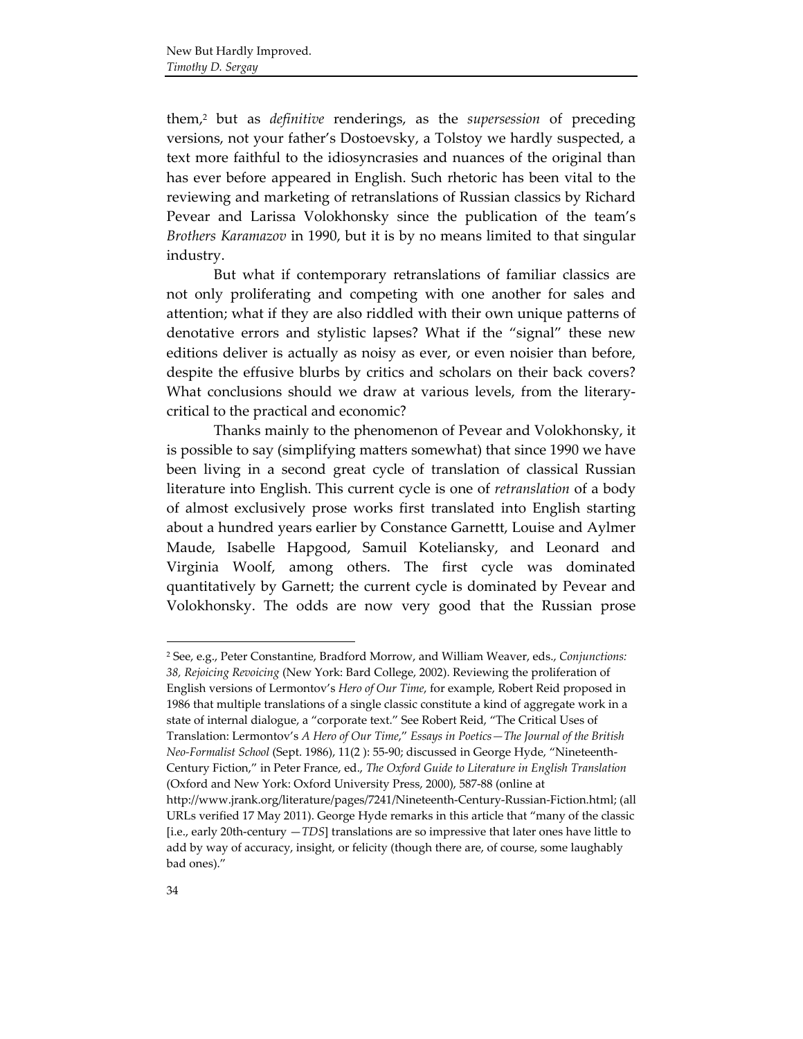them,[2] but as *definitive* renderings, as the *supersession* of preceding versions, not your father's Dostoevsky, a Tolstoy we hardly suspected, a text more faithful to the idiosyncrasies and nuances of the original than has ever before appeared in English. Such rhetoric has been vital to the reviewing and marketing of retranslations of Russian classics by Richard Pevear and Larissa Volokhonsky since the publication of the team's *Brothers Karamazov* in 1990, but it is by no means limited to that singular industry.

But what if contemporary retranslations of familiar classics are not only proliferating and competing with one another for sales and attention; what if they are also riddled with their own unique patterns of denotative errors and stylistic lapses? What if the "signal" these new editions deliver is actually as noisy as ever, or even noisier than before, despite the effusive blurbs by critics and scholars on their back covers? What conclusions should we draw at various levels, from the literary-critical to the practical and economic?

Thanks mainly to the phenomenon of Pevear and Volokhonsky, it is possible to say (simplifying matters somewhat) that since 1990 we have been living in a second great cycle of translation of classical Russian literature into English. This current cycle is one of *retranslation* of a body of almost exclusively prose works first translated into English starting about a hundred years earlier by Constance Garnettt, Louise and Aylmer Maude, Isabelle Hapgood, Samuil Koteliansky, and Leonard and Virginia Woolf, among others. The first cycle was dominated quantitatively by Garnett; the current cycle is dominated by Pevear and Volokhonsky. The odds are now very good that the Russian prose

---

[2] See, e.g., Peter Constantine, Bradford Morrow, and William Weaver, eds., *Conjunctions: 38, Rejoicing Revoicing* (New York: Bard College, 2002). Reviewing the proliferation of English versions of Lermontov's *Hero of Our Time*, for example, Robert Reid proposed in 1986 that multiple translations of a single classic constitute a kind of aggregate work in a state of internal dialogue, a "corporate text." See Robert Reid, "The Critical Uses of Translation: Lermontov's *A Hero of Our Time*," *Essays in Poetics—The Journal of the British Neo-Formalist School* (Sept. 1986), 11(2 ): 55-90; discussed in George Hyde, "Nineteenth-Century Fiction," in Peter France, ed., *The Oxford Guide to Literature in English Translation* (Oxford and New York: Oxford University Press, 2000), 587-88 (online at http://www.jrank.org/literature/pages/7241/Nineteenth-Century-Russian-Fiction.html; (all URLs verified 17 May 2011). George Hyde remarks in this article that "many of the classic [i.e., early 20th-century —*TDS*] translations are so impressive that later ones have little to add by way of accuracy, insight, or felicity (though there are, of course, some laughably bad ones)."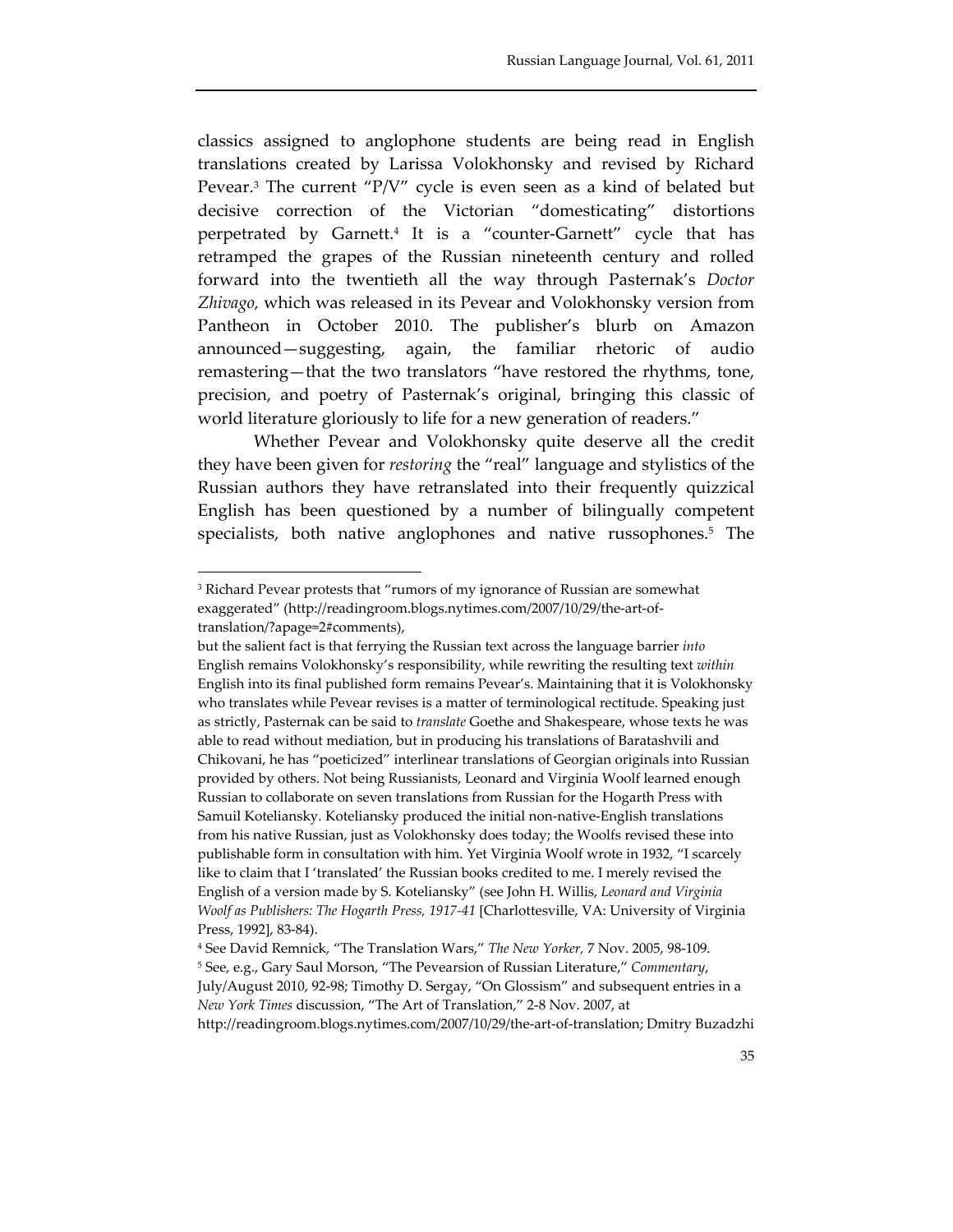classics assigned to anglophone students are being read in English translations created by Larissa Volokhonsky and revised by Richard Pevear.[3] The current "P/V" cycle is even seen as a kind of belated but decisive correction of the Victorian "domesticating" distortions perpetrated by Garnett.[4] It is a "counter-Garnett" cycle that has retramped the grapes of the Russian nineteenth century and rolled forward into the twentieth all the way through Pasternak's *Doctor Zhivago,* which was released in its Pevear and Volokhonsky version from Pantheon in October 2010. The publisher's blurb on Amazon announced—suggesting, again, the familiar rhetoric of audio remastering—that the two translators "have restored the rhythms, tone, precision, and poetry of Pasternak's original, bringing this classic of world literature gloriously to life for a new generation of readers."

Whether Pevear and Volokhonsky quite deserve all the credit they have been given for *restoring* the "real" language and stylistics of the Russian authors they have retranslated into their frequently quizzical English has been questioned by a number of bilingually competent specialists, both native anglophones and native russophones.[5] The

---

[3] Richard Pevear protests that "rumors of my ignorance of Russian are somewhat exaggerated" (http://readingroom.blogs.nytimes.com/2007/10/29/the-art-of-translation/?apage=2#comments),

but the salient fact is that ferrying the Russian text across the language barrier *into* English remains Volokhonsky's responsibility, while rewriting the resulting text *within* English into its final published form remains Pevear's. Maintaining that it is Volokhonsky who translates while Pevear revises is a matter of terminological rectitude. Speaking just as strictly, Pasternak can be said to *translate* Goethe and Shakespeare, whose texts he was able to read without mediation, but in producing his translations of Baratashvili and Chikovani, he has "poeticized" interlinear translations of Georgian originals into Russian provided by others. Not being Russianists, Leonard and Virginia Woolf learned enough Russian to collaborate on seven translations from Russian for the Hogarth Press with Samuil Koteliansky. Koteliansky produced the initial non-native-English translations from his native Russian, just as Volokhonsky does today; the Woolfs revised these into publishable form in consultation with him. Yet Virginia Woolf wrote in 1932, "I scarcely like to claim that I 'translated' the Russian books credited to me. I merely revised the English of a version made by S. Koteliansky" (see John H. Willis, *Leonard and Virginia Woolf as Publishers: The Hogarth Press, 1917-41* [Charlottesville, VA: University of Virginia Press, 1992], 83-84).

[4] See David Remnick, "The Translation Wars," *The New Yorker,* 7 Nov. 2005, 98-109.

[5] See, e.g., Gary Saul Morson, "The Pevearsion of Russian Literature," *Commentary*, July/August 2010, 92-98; Timothy D. Sergay, "On Glossism" and subsequent entries in a *New York Times* discussion, "The Art of Translation," 2-8 Nov. 2007, at http://readingroom.blogs.nytimes.com/2007/10/29/the-art-of-translation; Dmitry Buzadzhi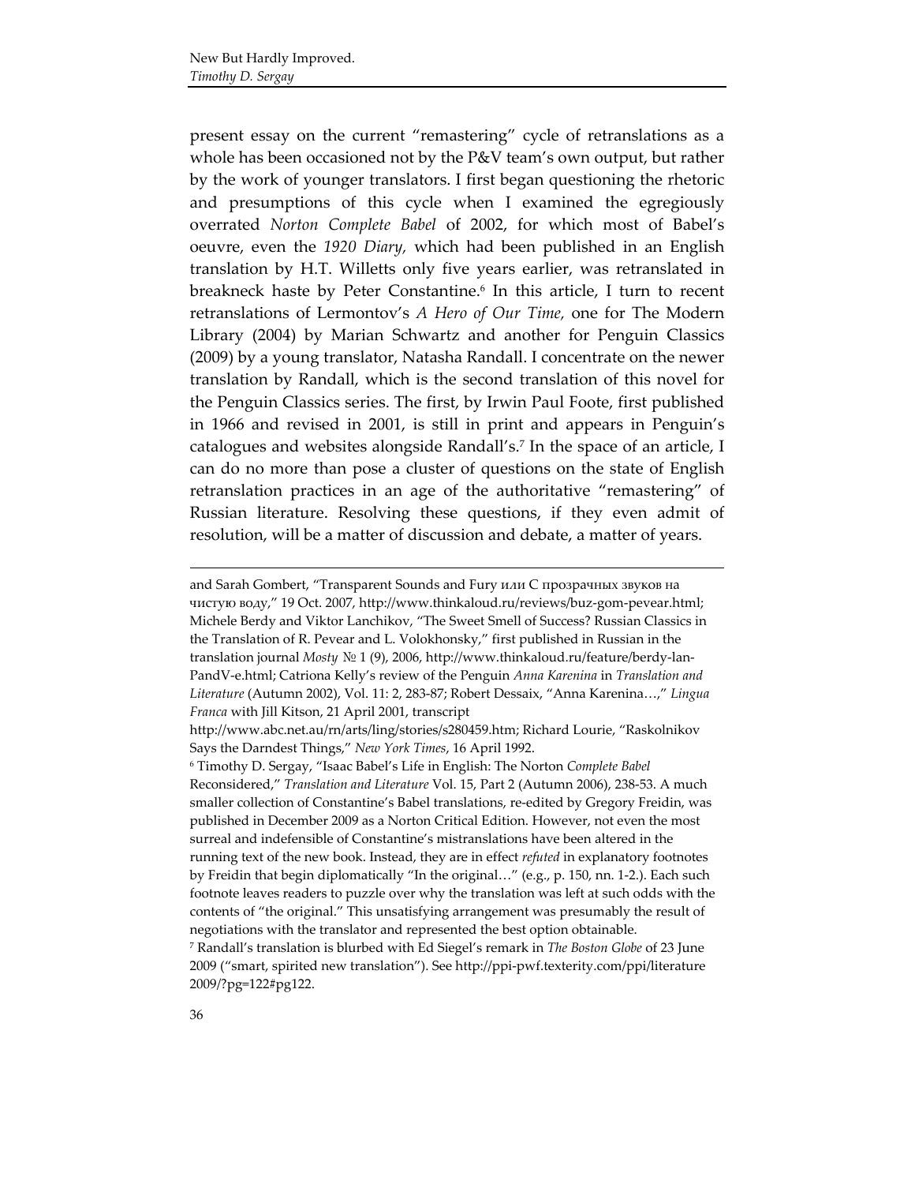present essay on the current "remastering" cycle of retranslations as a whole has been occasioned not by the P&V team's own output, but rather by the work of younger translators. I first began questioning the rhetoric and presumptions of this cycle when I examined the egregiously overrated *Norton Complete Babel* of 2002, for which most of Babel's oeuvre, even the *1920 Diary*, which had been published in an English translation by H.T. Willetts only five years earlier, was retranslated in breakneck haste by Peter Constantine.[6] In this article, I turn to recent retranslations of Lermontov's *A Hero of Our Time*, one for The Modern Library (2004) by Marian Schwartz and another for Penguin Classics (2009) by a young translator, Natasha Randall. I concentrate on the newer translation by Randall, which is the second translation of this novel for the Penguin Classics series. The first, by Irwin Paul Foote, first published in 1966 and revised in 2001, is still in print and appears in Penguin's catalogues and websites alongside Randall's.[7] In the space of an article, I can do no more than pose a cluster of questions on the state of English retranslation practices in an age of the authoritative "remastering" of Russian literature. Resolving these questions, if they even admit of resolution, will be a matter of discussion and debate, a matter of years.

---

and Sarah Gombert, "Transparent Sounds and Fury или С прозрачных звуков на чистую воду," 19 Oct. 2007, http://www.thinkaloud.ru/reviews/buz-gom-pevear.html; Michele Berdy and Viktor Lanchikov, "The Sweet Smell of Success? Russian Classics in the Translation of R. Pevear and L. Volokhonsky," first published in Russian in the translation journal *Mosty* № 1 (9), 2006, http://www.thinkaloud.ru/feature/berdy-lan-PandV-e.html; Catriona Kelly's review of the Penguin *Anna Karenina* in *Translation and Literature* (Autumn 2002), Vol. 11: 2, 283-87; Robert Dessaix, "Anna Karenina…," *Lingua Franca* with Jill Kitson, 21 April 2001, transcript http://www.abc.net.au/rn/arts/ling/stories/s280459.htm; Richard Lourie, "Raskolnikov Says the Darndest Things," *New York Times*, 16 April 1992.

[6] Timothy D. Sergay, "Isaac Babel's Life in English: The Norton *Complete Babel* Reconsidered," *Translation and Literature* Vol. 15, Part 2 (Autumn 2006), 238-53. A much smaller collection of Constantine's Babel translations, re-edited by Gregory Freidin, was published in December 2009 as a Norton Critical Edition. However, not even the most surreal and indefensible of Constantine's mistranslations have been altered in the running text of the new book. Instead, they are in effect *refuted* in explanatory footnotes by Freidin that begin diplomatically "In the original…" (e.g., p. 150, nn. 1-2.). Each such footnote leaves readers to puzzle over why the translation was left at such odds with the contents of "the original." This unsatisfying arrangement was presumably the result of negotiations with the translator and represented the best option obtainable.

[7] Randall's translation is blurbed with Ed Siegel's remark in *The Boston Globe* of 23 June 2009 ("smart, spirited new translation"). See http://ppi-pwf.texterity.com/ppi/literature 2009/?pg=122#pg122.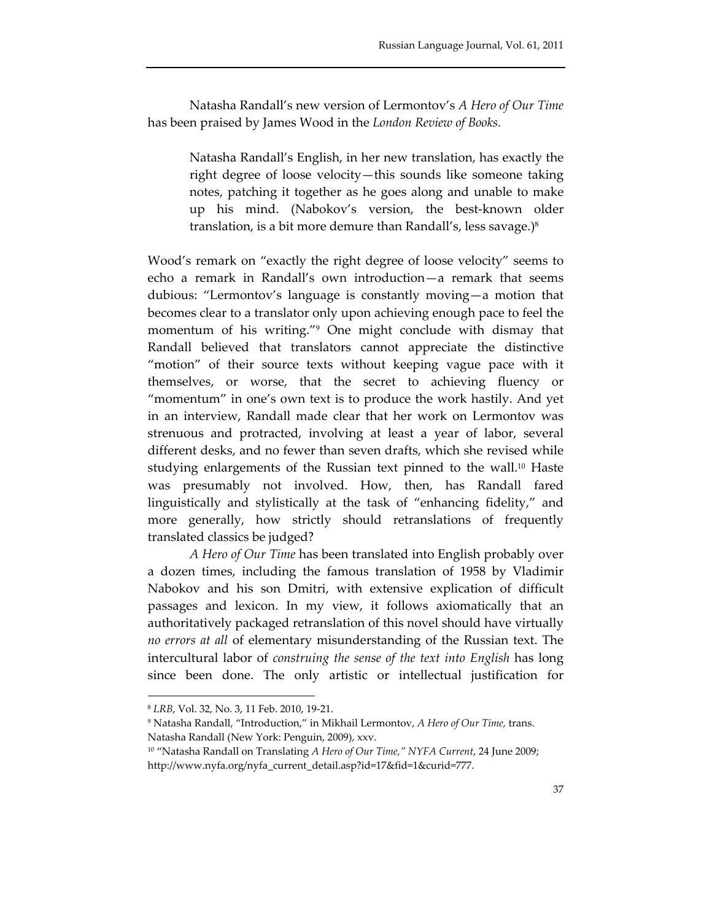Natasha Randall's new version of Lermontov's *A Hero of Our Time* has been praised by James Wood in the *London Review of Books.*

> Natasha Randall's English, in her new translation, has exactly the right degree of loose velocity—this sounds like someone taking notes, patching it together as he goes along and unable to make up his mind. (Nabokov's version, the best-known older translation, is a bit more demure than Randall's, less savage.)[8]

Wood's remark on "exactly the right degree of loose velocity" seems to echo a remark in Randall's own introduction—a remark that seems dubious: "Lermontov's language is constantly moving—a motion that becomes clear to a translator only upon achieving enough pace to feel the momentum of his writing."[9] One might conclude with dismay that Randall believed that translators cannot appreciate the distinctive "motion" of their source texts without keeping vague pace with it themselves, or worse, that the secret to achieving fluency or "momentum" in one's own text is to produce the work hastily. And yet in an interview, Randall made clear that her work on Lermontov was strenuous and protracted, involving at least a year of labor, several different desks, and no fewer than seven drafts, which she revised while studying enlargements of the Russian text pinned to the wall.[10] Haste was presumably not involved. How, then, has Randall fared linguistically and stylistically at the task of "enhancing fidelity," and more generally, how strictly should retranslations of frequently translated classics be judged?

*A Hero of Our Time* has been translated into English probably over a dozen times, including the famous translation of 1958 by Vladimir Nabokov and his son Dmitri, with extensive explication of difficult passages and lexicon. In my view, it follows axiomatically that an authoritatively packaged retranslation of this novel should have virtually *no errors at all* of elementary misunderstanding of the Russian text. The intercultural labor of *construing the sense of the text into English* has long since been done. The only artistic or intellectual justification for

---

[8] *LRB*, Vol. 32, No. 3, 11 Feb. 2010, 19-21.

[9] Natasha Randall, "Introduction," in Mikhail Lermontov, *A Hero of Our Time,* trans. Natasha Randall (New York: Penguin, 2009), xxv.

[10] "Natasha Randall on Translating *A Hero of Our Time," NYFA Current*, 24 June 2009; http://www.nyfa.org/nyfa_current_detail.asp?id=17&fid=1&curid=777.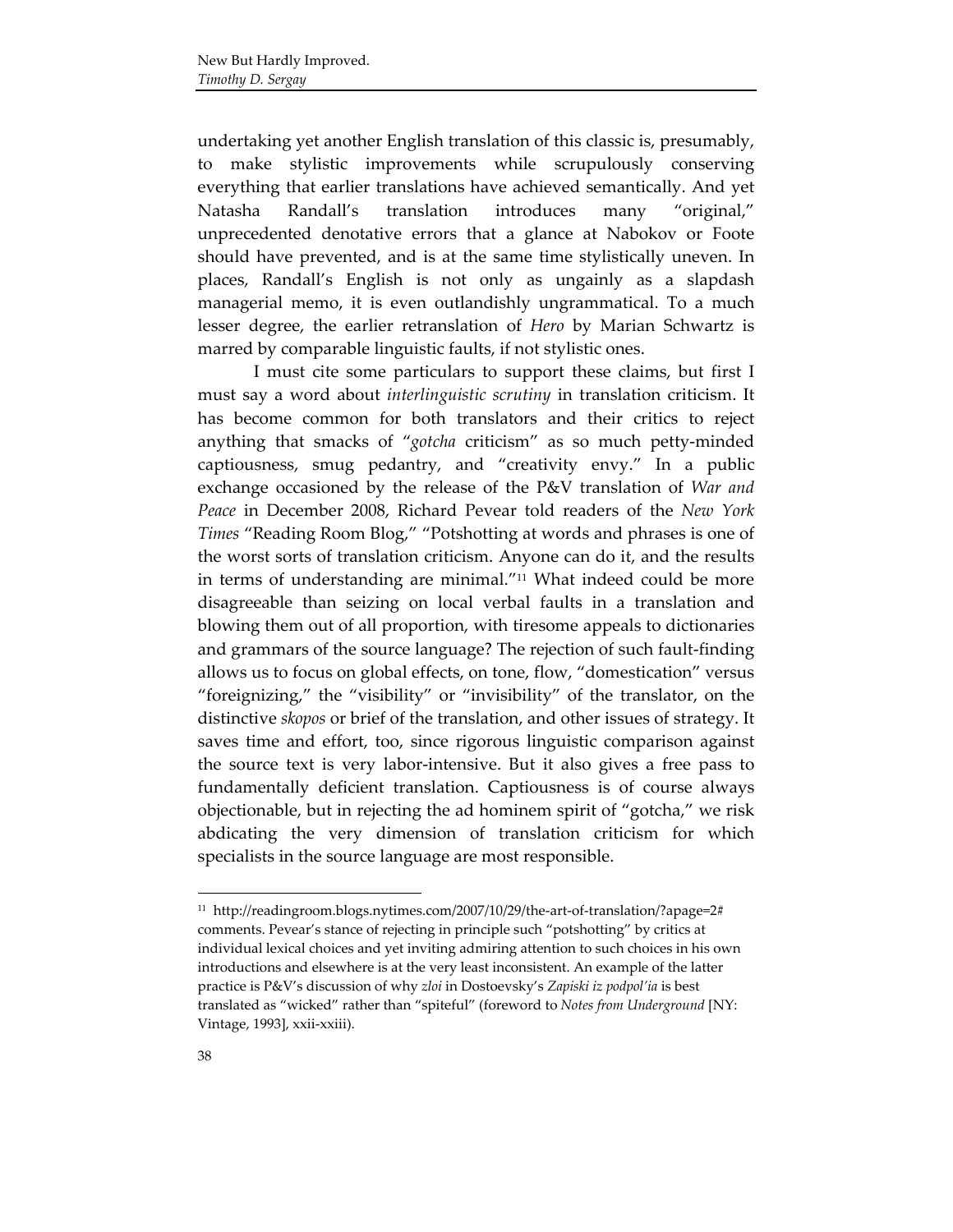undertaking yet another English translation of this classic is, presumably, to make stylistic improvements while scrupulously conserving everything that earlier translations have achieved semantically. And yet Natasha Randall's translation introduces many "original," unprecedented denotative errors that a glance at Nabokov or Foote should have prevented, and is at the same time stylistically uneven. In places, Randall's English is not only as ungainly as a slapdash managerial memo, it is even outlandishly ungrammatical. To a much lesser degree, the earlier retranslation of *Hero* by Marian Schwartz is marred by comparable linguistic faults, if not stylistic ones.

I must cite some particulars to support these claims, but first I must say a word about *interlinguistic scrutiny* in translation criticism. It has become common for both translators and their critics to reject anything that smacks of "*gotcha* criticism" as so much petty-minded captiousness, smug pedantry, and "creativity envy." In a public exchange occasioned by the release of the P&V translation of *War and Peace* in December 2008, Richard Pevear told readers of the *New York Times* "Reading Room Blog," "Potshotting at words and phrases is one of the worst sorts of translation criticism. Anyone can do it, and the results in terms of understanding are minimal."[11] What indeed could be more disagreeable than seizing on local verbal faults in a translation and blowing them out of all proportion, with tiresome appeals to dictionaries and grammars of the source language? The rejection of such fault-finding allows us to focus on global effects, on tone, flow, "domestication" versus "foreignizing," the "visibility" or "invisibility" of the translator, on the distinctive *skopos* or brief of the translation, and other issues of strategy. It saves time and effort, too, since rigorous linguistic comparison against the source text is very labor-intensive. But it also gives a free pass to fundamentally deficient translation. Captiousness is of course always objectionable, but in rejecting the ad hominem spirit of "gotcha," we risk abdicating the very dimension of translation criticism for which specialists in the source language are most responsible.

---

[11] http://readingroom.blogs.nytimes.com/2007/10/29/the-art-of-translation/?apage=2#comments. Pevear's stance of rejecting in principle such "potshotting" by critics at individual lexical choices and yet inviting admiring attention to such choices in his own introductions and elsewhere is at the very least inconsistent. An example of the latter practice is P&V's discussion of why *zloi* in Dostoevsky's *Zapiski iz podpol'ia* is best translated as "wicked" rather than "spiteful" (foreword to *Notes from Underground* [NY: Vintage, 1993], xxii-xxiii).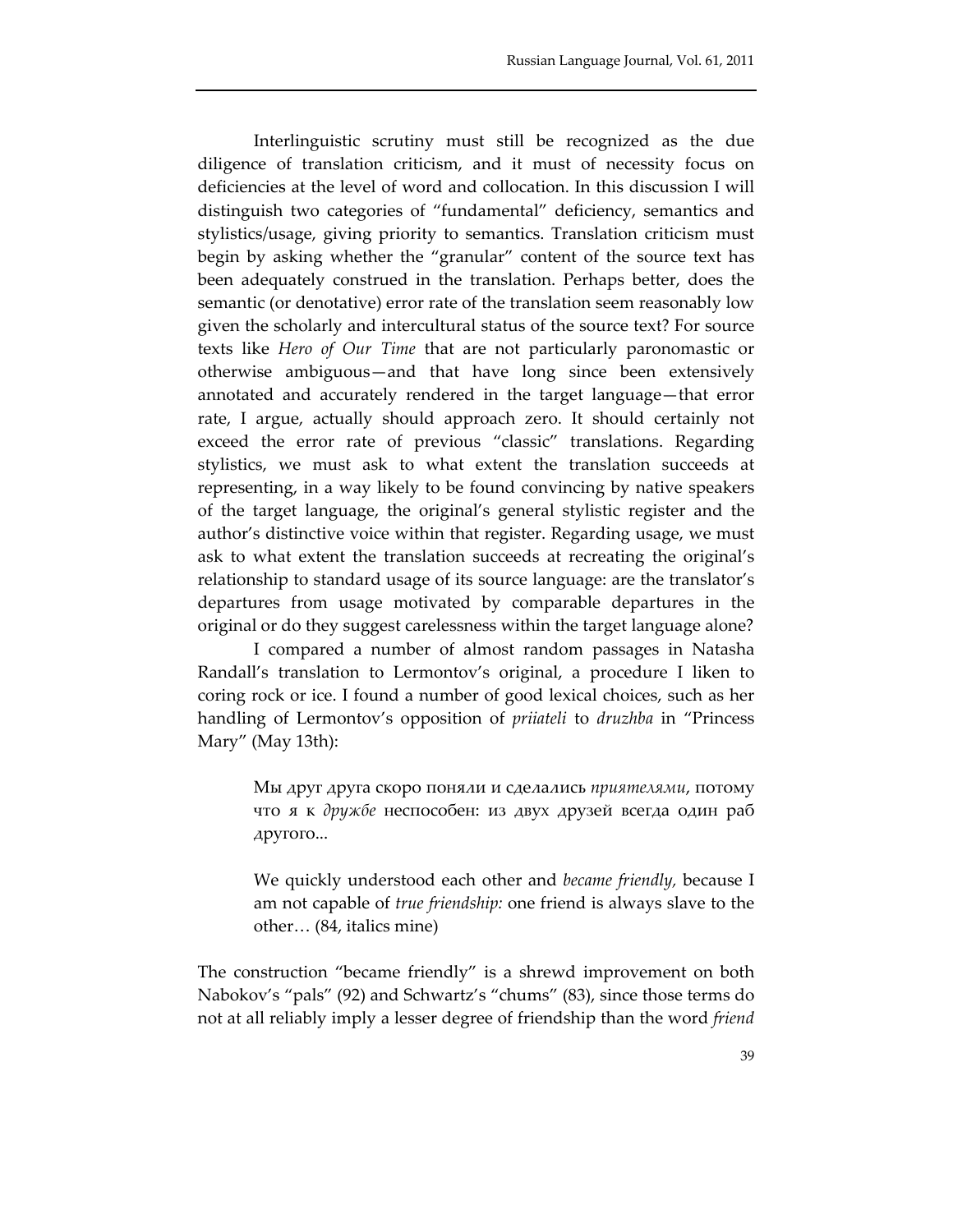Interlinguistic scrutiny must still be recognized as the due diligence of translation criticism, and it must of necessity focus on deficiencies at the level of word and collocation. In this discussion I will distinguish two categories of "fundamental" deficiency, semantics and stylistics/usage, giving priority to semantics. Translation criticism must begin by asking whether the "granular" content of the source text has been adequately construed in the translation. Perhaps better, does the semantic (or denotative) error rate of the translation seem reasonably low given the scholarly and intercultural status of the source text? For source texts like *Hero of Our Time* that are not particularly paronomastic or otherwise ambiguous—and that have long since been extensively annotated and accurately rendered in the target language—that error rate, I argue, actually should approach zero. It should certainly not exceed the error rate of previous "classic" translations. Regarding stylistics, we must ask to what extent the translation succeeds at representing, in a way likely to be found convincing by native speakers of the target language, the original's general stylistic register and the author's distinctive voice within that register. Regarding usage, we must ask to what extent the translation succeeds at recreating the original's relationship to standard usage of its source language: are the translator's departures from usage motivated by comparable departures in the original or do they suggest carelessness within the target language alone?

I compared a number of almost random passages in Natasha Randall's translation to Lermontov's original, a procedure I liken to coring rock or ice. I found a number of good lexical choices, such as her handling of Lermontov's opposition of *priiateli* to *druzhba* in "Princess Mary" (May 13th):

> Мы друг друга скоро поняли и сделались *приятелями*, потому что я к *дружбе* неспособен: из двух друзей всегда один раб другого...
>
> We quickly understood each other and *became friendly*, because I am not capable of *true friendship:* one friend is always slave to the other… (84, italics mine)

The construction "became friendly" is a shrewd improvement on both Nabokov's "pals" (92) and Schwartz's "chums" (83), since those terms do not at all reliably imply a lesser degree of friendship than the word *friend*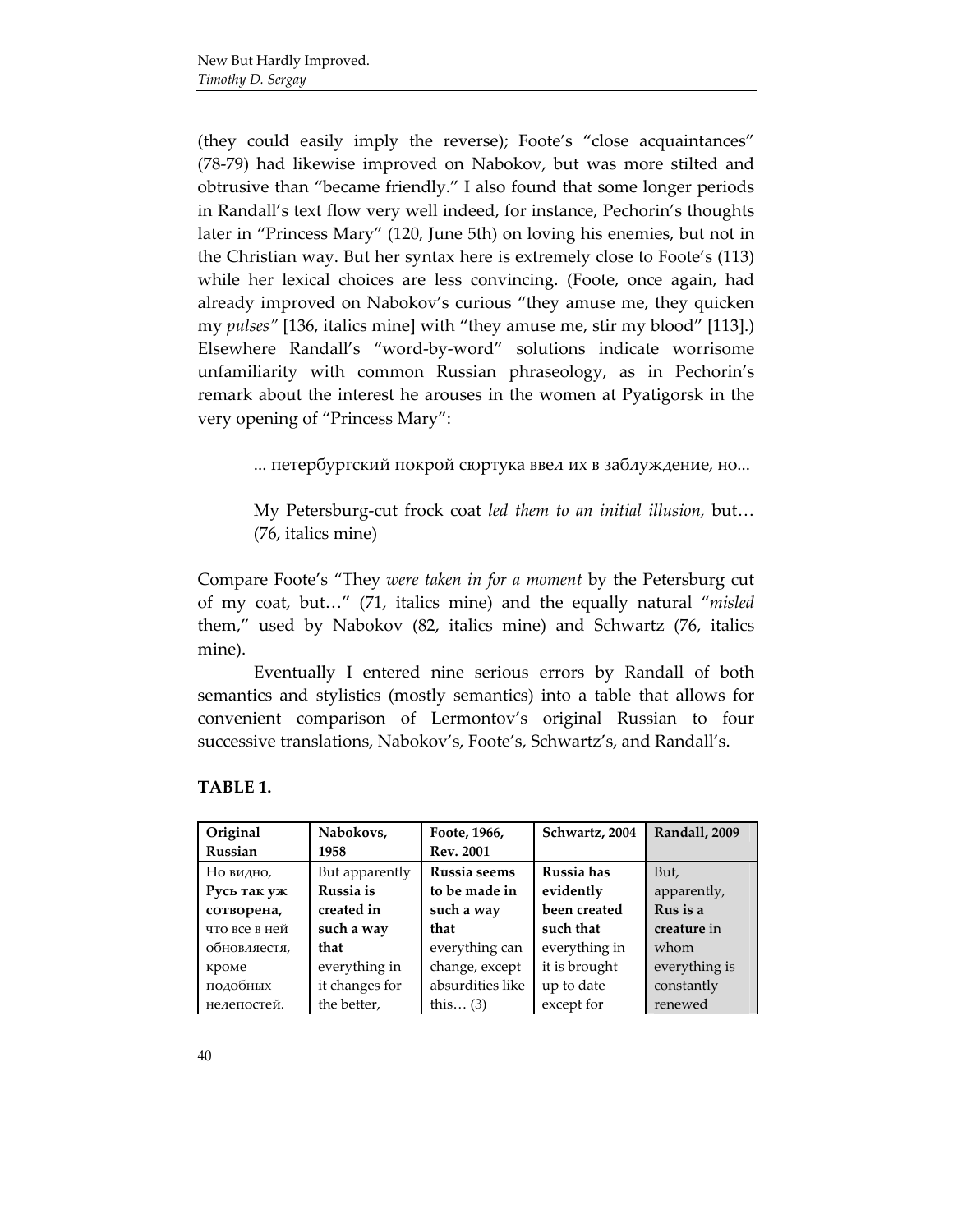(they could easily imply the reverse); Foote's "close acquaintances" (78-79) had likewise improved on Nabokov, but was more stilted and obtrusive than "became friendly." I also found that some longer periods in Randall's text flow very well indeed, for instance, Pechorin's thoughts later in "Princess Mary" (120, June 5th) on loving his enemies, but not in the Christian way. But her syntax here is extremely close to Foote's (113) while her lexical choices are less convincing. (Foote, once again, had already improved on Nabokov's curious "they amuse me, they quicken my *pulses"* [136, italics mine] with "they amuse me, stir my blood" [113].) Elsewhere Randall's "word-by-word" solutions indicate worrisome unfamiliarity with common Russian phraseology, as in Pechorin's remark about the interest he arouses in the women at Pyatigorsk in the very opening of "Princess Mary":

> ... петербургский покрой сюртука ввел их в заблуждение, но...
>
> My Petersburg-cut frock coat *led them to an initial illusion,* but… (76, italics mine)

Compare Foote's "They *were taken in for a moment* by the Petersburg cut of my coat, but…" (71, italics mine) and the equally natural "*misled* them," used by Nabokov (82, italics mine) and Schwartz (76, italics mine).

Eventually I entered nine serious errors by Randall of both semantics and stylistics (mostly semantics) into a table that allows for convenient comparison of Lermontov's original Russian to four successive translations, Nabokov's, Foote's, Schwartz's, and Randall's.

**TABLE 1.**

| Original Russian | Nabokovs, 1958 | Foote, 1966, Rev. 2001 | Schwartz, 2004 | Randall, 2009 |
|---|---|---|---|---|
| Но видно, **Русь так уж сотворена,** что все в ней обновляестя, кроме подобных нелепостей. | But apparently **Russia is created in such a way that** everything in it changes for the better, | **Russia seems to be made in such a way that** everything can change, except absurdities like this… (3) | **Russia has evidently been created such that** everything in it is brought up to date except for | But, apparently, **Rus is a creature** in whom everything is constantly renewed |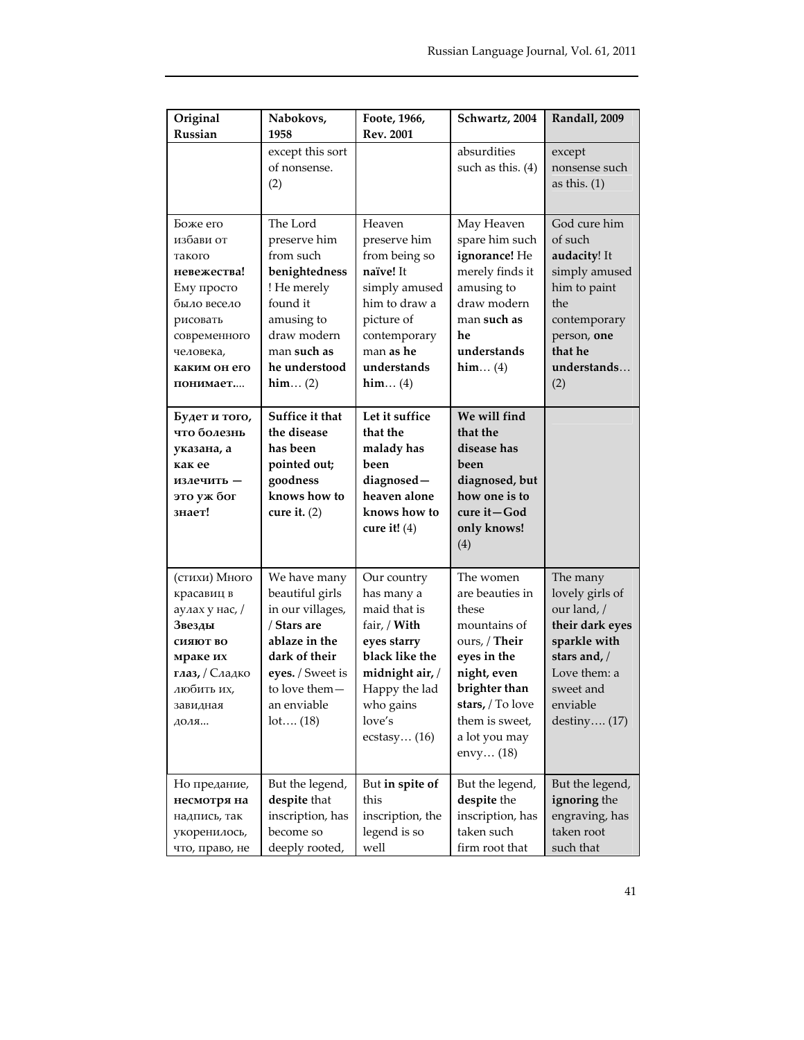| Original Russian | Nabokovs, 1958 | Foote, 1966, Rev. 2001 | Schwartz, 2004 | Randall, 2009 |
|---|---|---|---|---|
| | except this sort of nonsense. (2) | | absurdities such as this. (4) | except nonsense such as this. (1) |
| Боже его избави от такого **невежества!** Ему просто было весело рисовать современного человека, **каким он его понимает...** | The Lord preserve him from such **benightedness**! He merely found it amusing to draw modern man **such as he understood him**… (2) | Heaven preserve him from being so **naïve!** It simply amused him to draw a picture of contemporary man **as he understands him**… (4) | May Heaven spare him such **ignorance!** He merely finds it amusing to draw modern man **such as he understands him**… (4) | God cure him of such **audacity**! It simply amused him to paint the contemporary person, **one that he understands**… (2) |
| **Будет и того, что болезнь указана, а как ее излечить — это уж бог знает!** | **Suffice it that the disease has been pointed out; goodness knows how to cure it.** (2) | **Let it suffice that the malady has been diagnosed—heaven alone knows how to cure it!** (4) | **We will find that the disease has been diagnosed, but how one is to cure it—God only knows!** (4) | |
| (стихи) Много красавиц в аулах у нас, / **Звезды сияют во мраке их глаз,** / Сладко любить их, завидная доля... | We have many beautiful girls in our villages, / **Stars are ablaze in the dark of their eyes.** / Sweet is to love them—an enviable lot…. (18) | Our country has many a maid that is fair, / **With eyes starry black like the midnight air,** / Happy the lad who gains love's ecstasy… (16) | The women are beauties in these mountains of ours, / **Their eyes in the night, even brighter than stars,** / To love them is sweet, a lot you may envy… (18) | The many lovely girls of our land, / **their dark eyes sparkle with stars and,** / Love them: a sweet and enviable destiny…. (17) |
| Но предание, **несмотря на** надпись, так укоренилось, что, право, не | But the legend, **despite** that inscription, has become so deeply rooted, | But **in spite of** this inscription, the legend is so well | But the legend, **despite** the inscription, has taken such firm root that | But the legend, **ignoring** the engraving, has taken root such that |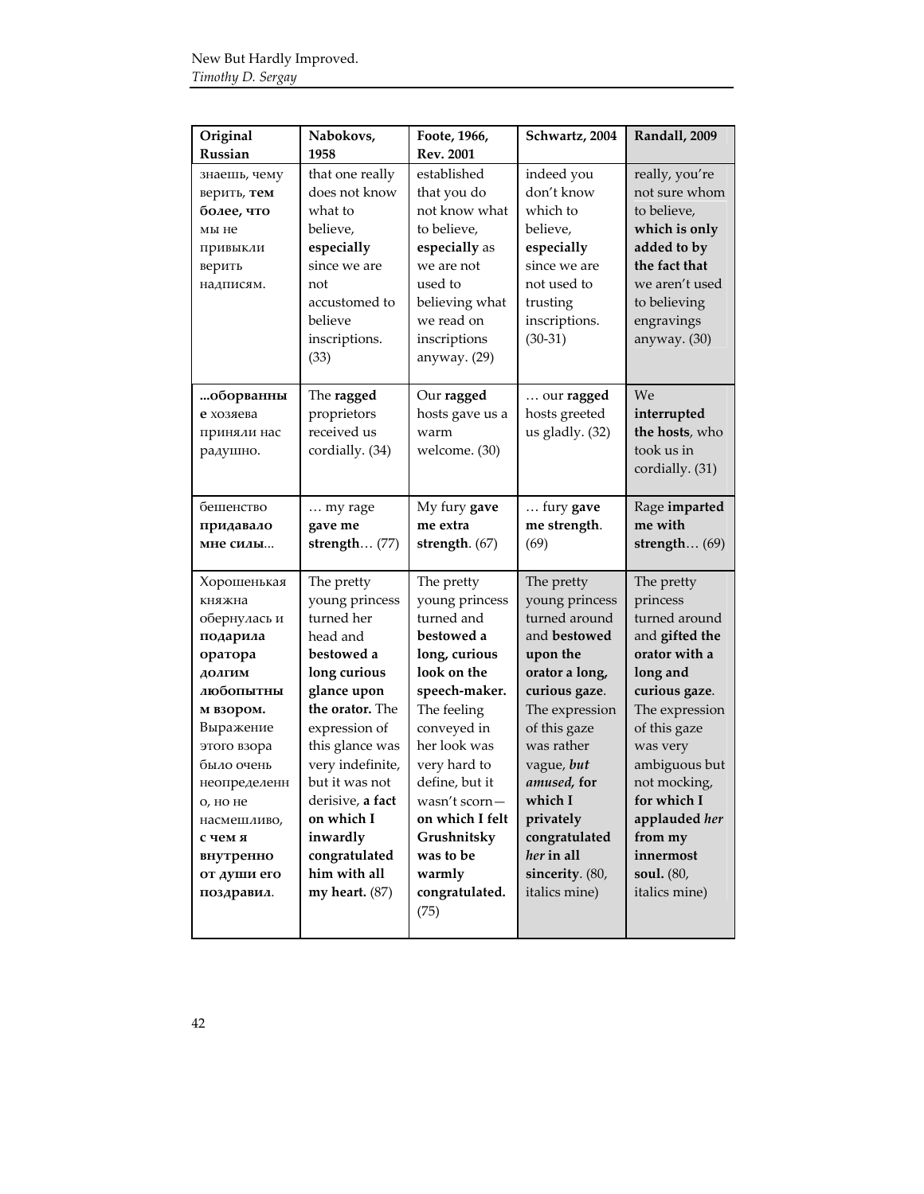| Original Russian | Nabokovs, 1958 | Foote, 1966, Rev. 2001 | Schwartz, 2004 | Randall, 2009 |
|---|---|---|---|---|
| знаешь, чему верить, **тем более, что** мы не привыкли верить надписям. | that one really does not know what to believe, **especially** since we are not accustomed to believe inscriptions. (33) | established that you do not know what to believe, **especially** as we are not used to believing what we read on inscriptions anyway. (29) | indeed you don't know which to believe, **especially** since we are not used to trusting inscriptions. (30-31) | really, you're not sure whom to believe, **which is only added to by the fact that** we aren't used to believing engravings anyway. (30) |
| **...оборванные** хозяева приняли нас радушно. | The **ragged** proprietors received us cordially. (34) | Our **ragged** hosts gave us a warm welcome. (30) | … our **ragged** hosts greeted us gladly. (32) | We **interrupted the hosts**, who took us in cordially. (31) |
| бешенство **придавало мне силы**... | … my rage **gave me strength**… (77) | My fury **gave me extra strength**. (67) | … fury **gave me strength**. (69) | Rage **imparted me with strength**… (69) |
| Хорошенькая княжна обернулась и **подарила оратора долгим любопытным взором.** Выражение этого взора было очень неопределенно, но не насмешливо, **с чем я внутренно от души его поздравил**. | The pretty young princess turned her head and **bestowed a long curious glance upon the orator.** The expression of this glance was very indefinite, but it was not derisive, **a fact on which I inwardly congratulated him with all my heart.** (87) | The pretty young princess turned and **bestowed a long, curious look on the speech-maker.** The feeling conveyed in her look was very hard to define, but it wasn't scorn—**on which I felt Grushnitsky was to be warmly congratulated.** (75) | The pretty young princess turned around and **bestowed upon the orator a long, curious gaze**. The expression of this gaze was rather vague, ***but amused*, for which I privately congratulated *her* in all sincerity**. (80, italics mine) | The pretty princess turned around and **gifted the orator with a long and curious gaze**. The expression of this gaze was very ambiguous but not mocking, **for which I applauded *her* from my innermost soul.** (80, italics mine) |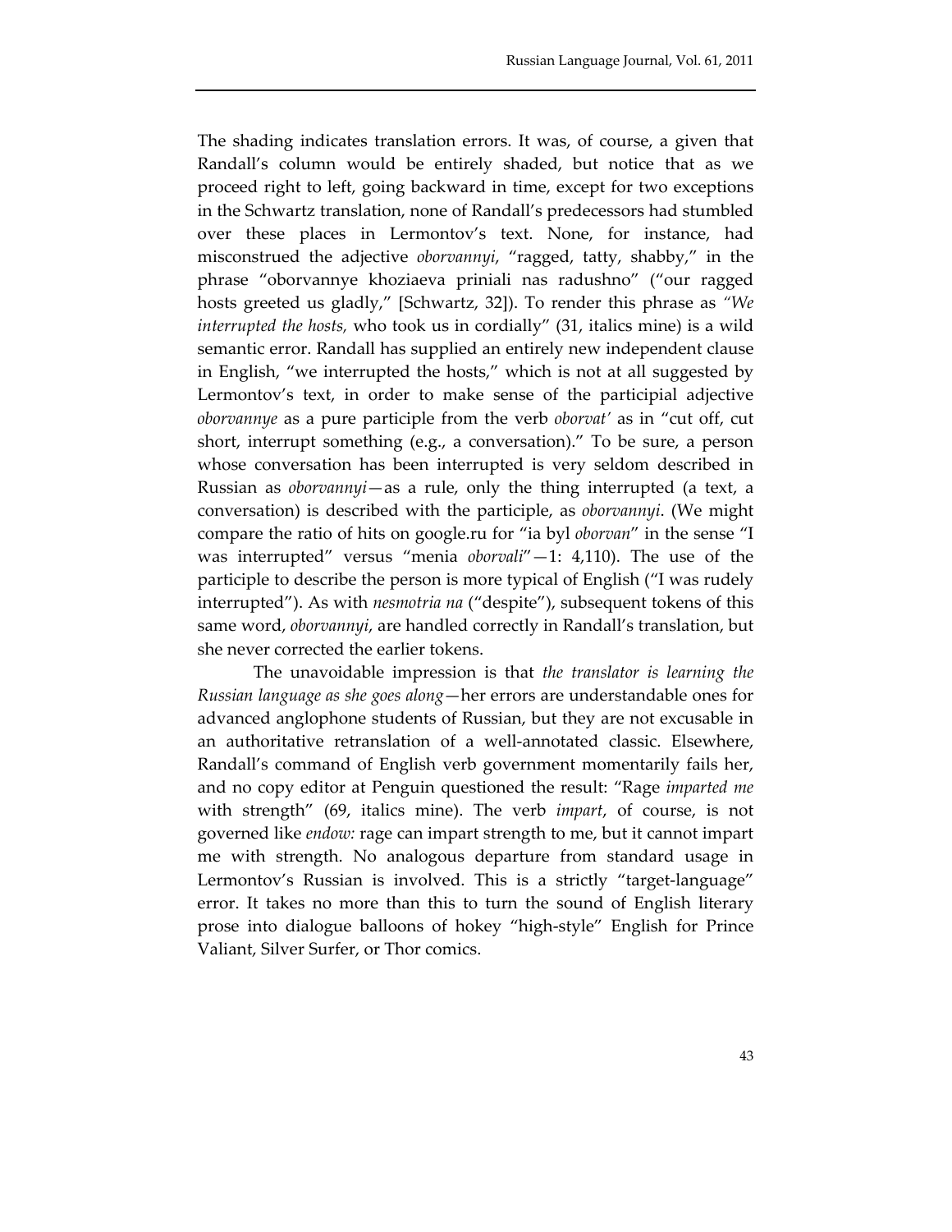The shading indicates translation errors. It was, of course, a given that Randall's column would be entirely shaded, but notice that as we proceed right to left, going backward in time, except for two exceptions in the Schwartz translation, none of Randall's predecessors had stumbled over these places in Lermontov's text. None, for instance, had misconstrued the adjective *oborvannyi*, "ragged, tatty, shabby," in the phrase "oborvannye khoziaeva priniali nas radushno" ("our ragged hosts greeted us gladly," [Schwartz, 32]). To render this phrase as *"We interrupted the hosts,* who took us in cordially" (31, italics mine) is a wild semantic error. Randall has supplied an entirely new independent clause in English, "we interrupted the hosts," which is not at all suggested by Lermontov's text, in order to make sense of the participial adjective *oborvannye* as a pure participle from the verb *oborvat'* as in "cut off, cut short, interrupt something (e.g., a conversation)." To be sure, a person whose conversation has been interrupted is very seldom described in Russian as *oborvannyi*—as a rule, only the thing interrupted (a text, a conversation) is described with the participle, as *oborvannyi*. (We might compare the ratio of hits on google.ru for "ia byl *oborvan*" in the sense "I was interrupted" versus "menia *oborvali*"—1: 4,110). The use of the participle to describe the person is more typical of English ("I was rudely interrupted"). As with *nesmotria na* ("despite"), subsequent tokens of this same word, *oborvannyi*, are handled correctly in Randall's translation, but she never corrected the earlier tokens.

The unavoidable impression is that *the translator is learning the Russian language as she goes along*—her errors are understandable ones for advanced anglophone students of Russian, but they are not excusable in an authoritative retranslation of a well-annotated classic. Elsewhere, Randall's command of English verb government momentarily fails her, and no copy editor at Penguin questioned the result: "Rage *imparted me* with strength" (69, italics mine). The verb *impart*, of course, is not governed like *endow:* rage can impart strength to me, but it cannot impart me with strength. No analogous departure from standard usage in Lermontov's Russian is involved. This is a strictly "target-language" error. It takes no more than this to turn the sound of English literary prose into dialogue balloons of hokey "high-style" English for Prince Valiant, Silver Surfer, or Thor comics.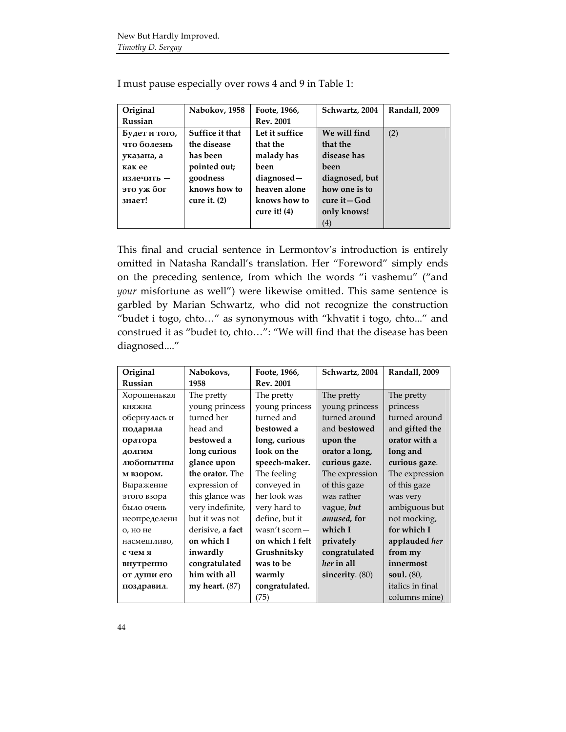I must pause especially over rows 4 and 9 in Table 1:

| Original Russian | Nabokov, 1958 | Foote, 1966, Rev. 2001 | Schwartz, 2004 | Randall, 2009 |
|---|---|---|---|---|
| **Будет и того, что болезнь указана, а как ее излечить — это уж бог знает!** | **Suffice it that the disease has been pointed out; goodness knows how to cure it. (2)** | **Let it suffice that the malady has been diagnosed—heaven alone knows how to cure it! (4)** | **We will find that the disease has been diagnosed, but how one is to cure it—God only knows!** (4) | (2) |

This final and crucial sentence in Lermontov's introduction is entirely omitted in Natasha Randall's translation. Her "Foreword" simply ends on the preceding sentence, from which the words "i vashemu" ("and *your* misfortune as well") were likewise omitted. This same sentence is garbled by Marian Schwartz, who did not recognize the construction "budet i togo, chto…" as synonymous with "khvatit i togo, chto..." and construed it as "budet to, chto…": "We will find that the disease has been diagnosed...."

| Original Russian | Nabokovs, 1958 | Foote, 1966, Rev. 2001 | Schwartz, 2004 | Randall, 2009 |
|---|---|---|---|---|
| Хорошенькая княжна обернулась и **подарила оратора долгим любопытным взором.** Выражение этого взора было очень неопределенно, но не насмешливо, **с чем я внутренно от души его поздравил**. | The pretty young princess turned her head and **bestowed a long curious glance upon the orator.** The expression of this glance was very indefinite, but it was not derisive, **a fact on which I inwardly congratulated him with all my heart.** (87) | The pretty young princess turned and **bestowed a long, curious look on the speech-maker.** The feeling conveyed in her look was very hard to define, but it wasn't scorn—**on which I felt Grushnitsky was to be warmly congratulated.** (75) | The pretty young princess turned around and **bestowed upon the orator a long, curious gaze.** The expression of this gaze was rather vague, ***but amused,*** **for which I privately congratulated *her* in all sincerity**. (80) | The pretty princess turned around and **gifted the orator with a long and curious gaze**. The expression of this gaze was very ambiguous but not mocking, **for which I applauded *her* from my innermost soul.** (80, italics in final columns mine) |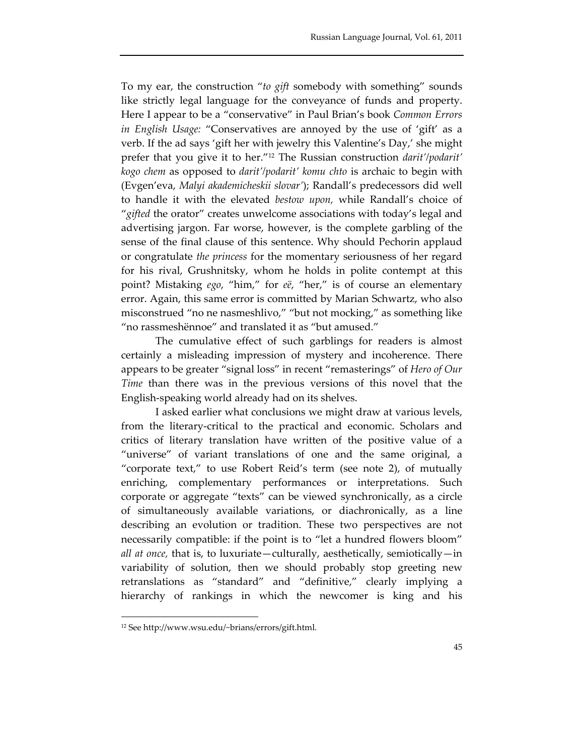To my ear, the construction "*to gift* somebody with something" sounds like strictly legal language for the conveyance of funds and property. Here I appear to be a "conservative" in Paul Brian's book *Common Errors in English Usage:* "Conservatives are annoyed by the use of 'gift' as a verb. If the ad says 'gift her with jewelry this Valentine's Day,' she might prefer that you give it to her."[12] The Russian construction *darit'/podarit' kogo chem* as opposed to *darit'/podarit' komu chto* is archaic to begin with (Evgen'eva, *Malyi akademicheskii slovar'*); Randall's predecessors did well to handle it with the elevated *bestow upon,* while Randall's choice of "*gifted* the orator" creates unwelcome associations with today's legal and advertising jargon. Far worse, however, is the complete garbling of the sense of the final clause of this sentence. Why should Pechorin applaud or congratulate *the princess* for the momentary seriousness of her regard for his rival, Grushnitsky, whom he holds in polite contempt at this point? Mistaking *ego*, "him," for *eë*, "her," is of course an elementary error. Again, this same error is committed by Marian Schwartz, who also misconstrued "no ne nasmeshlivo," "but not mocking," as something like "no rassmeshënnoe" and translated it as "but amused."

The cumulative effect of such garblings for readers is almost certainly a misleading impression of mystery and incoherence. There appears to be greater "signal loss" in recent "remasterings" of *Hero of Our Time* than there was in the previous versions of this novel that the English-speaking world already had on its shelves.

I asked earlier what conclusions we might draw at various levels, from the literary-critical to the practical and economic. Scholars and critics of literary translation have written of the positive value of a "universe" of variant translations of one and the same original, a "corporate text," to use Robert Reid's term (see note 2), of mutually enriching, complementary performances or interpretations. Such corporate or aggregate "texts" can be viewed synchronically, as a circle of simultaneously available variations, or diachronically, as a line describing an evolution or tradition. These two perspectives are not necessarily compatible: if the point is to "let a hundred flowers bloom" *all at once,* that is, to luxuriate—culturally, aesthetically, semiotically—in variability of solution, then we should probably stop greeting new retranslations as "standard" and "definitive," clearly implying a hierarchy of rankings in which the newcomer is king and his

---

[12] See http://www.wsu.edu/~brians/errors/gift.html.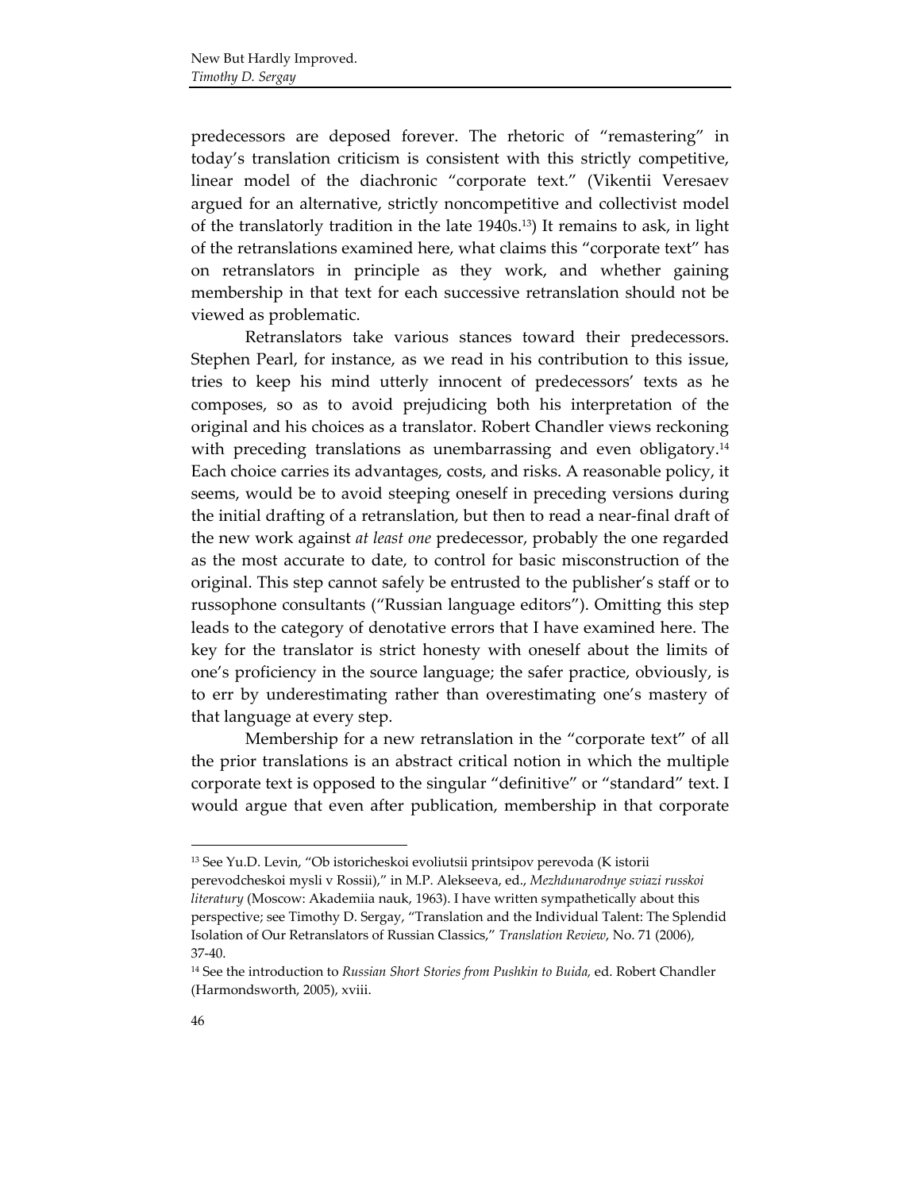predecessors are deposed forever. The rhetoric of "remastering" in today's translation criticism is consistent with this strictly competitive, linear model of the diachronic "corporate text." (Vikentii Veresaev argued for an alternative, strictly noncompetitive and collectivist model of the translatorly tradition in the late 1940s.[13]) It remains to ask, in light of the retranslations examined here, what claims this "corporate text" has on retranslators in principle as they work, and whether gaining membership in that text for each successive retranslation should not be viewed as problematic.

Retranslators take various stances toward their predecessors. Stephen Pearl, for instance, as we read in his contribution to this issue, tries to keep his mind utterly innocent of predecessors' texts as he composes, so as to avoid prejudicing both his interpretation of the original and his choices as a translator. Robert Chandler views reckoning with preceding translations as unembarrassing and even obligatory.[14] Each choice carries its advantages, costs, and risks. A reasonable policy, it seems, would be to avoid steeping oneself in preceding versions during the initial drafting of a retranslation, but then to read a near-final draft of the new work against *at least one* predecessor, probably the one regarded as the most accurate to date, to control for basic misconstruction of the original. This step cannot safely be entrusted to the publisher's staff or to russophone consultants ("Russian language editors"). Omitting this step leads to the category of denotative errors that I have examined here. The key for the translator is strict honesty with oneself about the limits of one's proficiency in the source language; the safer practice, obviously, is to err by underestimating rather than overestimating one's mastery of that language at every step.

Membership for a new retranslation in the "corporate text" of all the prior translations is an abstract critical notion in which the multiple corporate text is opposed to the singular "definitive" or "standard" text. I would argue that even after publication, membership in that corporate

---

[13] See Yu.D. Levin, "Ob istoricheskoi evoliutsii printsipov perevoda (K istorii perevodcheskoi mysli v Rossii)," in M.P. Alekseeva, ed., *Mezhdunarodnye sviazi russkoi literatury* (Moscow: Akademiia nauk, 1963). I have written sympathetically about this perspective; see Timothy D. Sergay, "Translation and the Individual Talent: The Splendid Isolation of Our Retranslators of Russian Classics," *Translation Review*, No. 71 (2006), 37-40.

[14] See the introduction to *Russian Short Stories from Pushkin to Buida,* ed. Robert Chandler (Harmondsworth, 2005), xviii.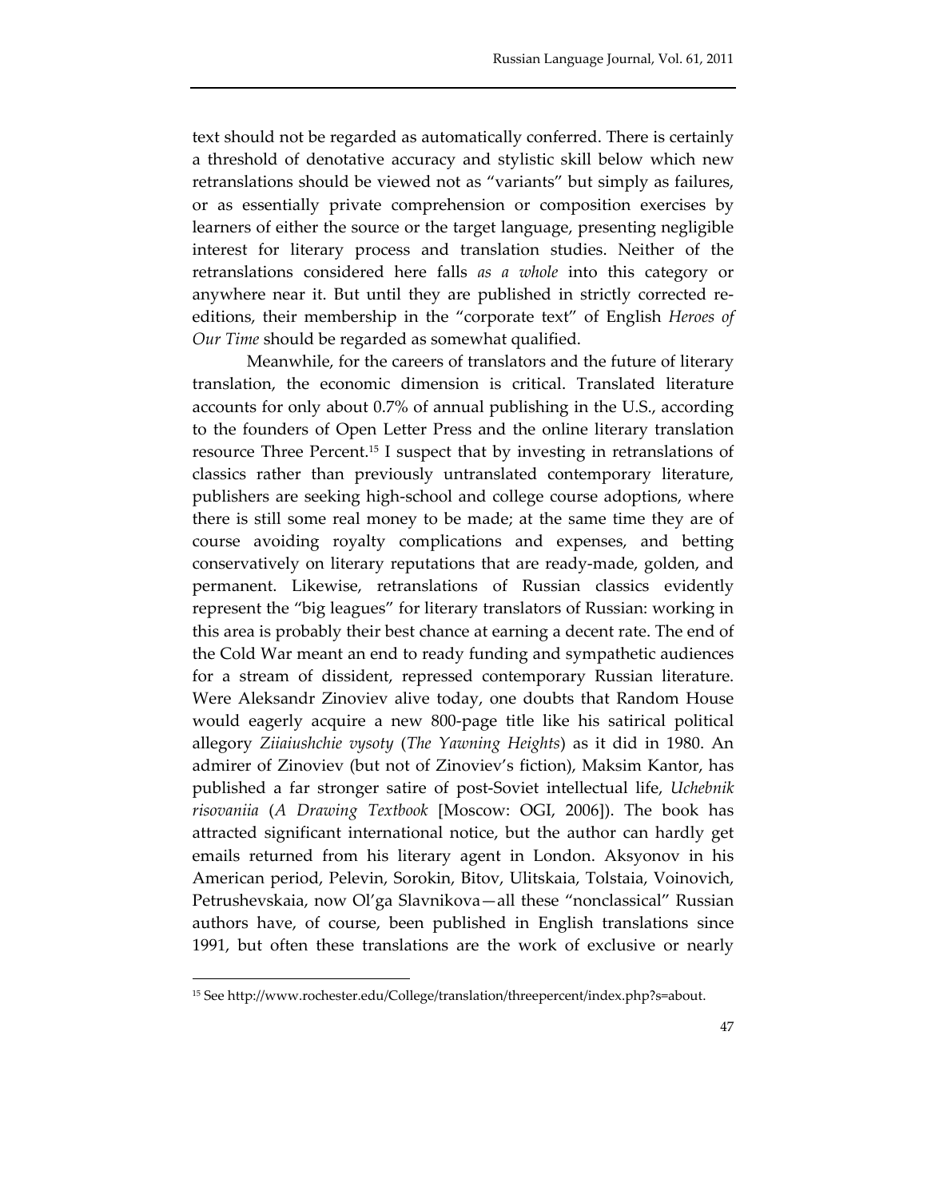text should not be regarded as automatically conferred. There is certainly a threshold of denotative accuracy and stylistic skill below which new retranslations should be viewed not as "variants" but simply as failures, or as essentially private comprehension or composition exercises by learners of either the source or the target language, presenting negligible interest for literary process and translation studies. Neither of the retranslations considered here falls *as a whole* into this category or anywhere near it. But until they are published in strictly corrected re-editions, their membership in the "corporate text" of English *Heroes of Our Time* should be regarded as somewhat qualified.

Meanwhile, for the careers of translators and the future of literary translation, the economic dimension is critical. Translated literature accounts for only about 0.7% of annual publishing in the U.S., according to the founders of Open Letter Press and the online literary translation resource Three Percent.[15] I suspect that by investing in retranslations of classics rather than previously untranslated contemporary literature, publishers are seeking high-school and college course adoptions, where there is still some real money to be made; at the same time they are of course avoiding royalty complications and expenses, and betting conservatively on literary reputations that are ready-made, golden, and permanent. Likewise, retranslations of Russian classics evidently represent the "big leagues" for literary translators of Russian: working in this area is probably their best chance at earning a decent rate. The end of the Cold War meant an end to ready funding and sympathetic audiences for a stream of dissident, repressed contemporary Russian literature. Were Aleksandr Zinoviev alive today, one doubts that Random House would eagerly acquire a new 800-page title like his satirical political allegory *Ziiaiushchie vysoty* (*The Yawning Heights*) as it did in 1980. An admirer of Zinoviev (but not of Zinoviev's fiction), Maksim Kantor, has published a far stronger satire of post-Soviet intellectual life, *Uchebnik risovaniia* (*A Drawing Textbook* [Moscow: OGI, 2006]). The book has attracted significant international notice, but the author can hardly get emails returned from his literary agent in London. Aksyonov in his American period, Pelevin, Sorokin, Bitov, Ulitskaia, Tolstaia, Voinovich, Petrushevskaia, now Ol'ga Slavnikova—all these "nonclassical" Russian authors have, of course, been published in English translations since 1991, but often these translations are the work of exclusive or nearly

---

[15] See http://www.rochester.edu/College/translation/threepercent/index.php?s=about.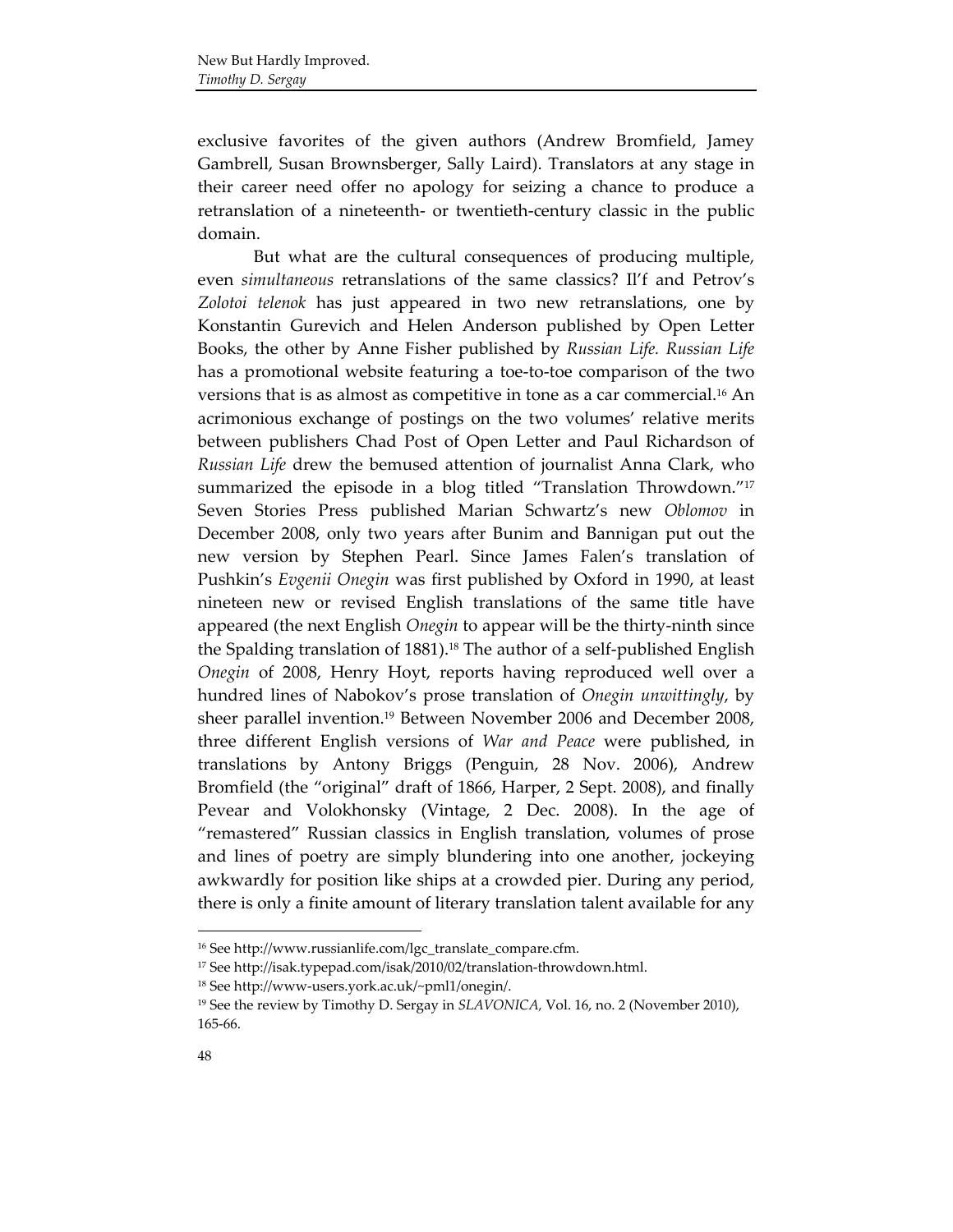exclusive favorites of the given authors (Andrew Bromfield, Jamey Gambrell, Susan Brownsberger, Sally Laird). Translators at any stage in their career need offer no apology for seizing a chance to produce a retranslation of a nineteenth- or twentieth-century classic in the public domain.

But what are the cultural consequences of producing multiple, even *simultaneous* retranslations of the same classics? Il'f and Petrov's *Zolotoi telenok* has just appeared in two new retranslations, one by Konstantin Gurevich and Helen Anderson published by Open Letter Books, the other by Anne Fisher published by *Russian Life*. *Russian Life* has a promotional website featuring a toe-to-toe comparison of the two versions that is as almost as competitive in tone as a car commercial.[16] An acrimonious exchange of postings on the two volumes' relative merits between publishers Chad Post of Open Letter and Paul Richardson of *Russian Life* drew the bemused attention of journalist Anna Clark, who summarized the episode in a blog titled "Translation Throwdown."[17] Seven Stories Press published Marian Schwartz's new *Oblomov* in December 2008, only two years after Bunim and Bannigan put out the new version by Stephen Pearl. Since James Falen's translation of Pushkin's *Evgenii Onegin* was first published by Oxford in 1990, at least nineteen new or revised English translations of the same title have appeared (the next English *Onegin* to appear will be the thirty-ninth since the Spalding translation of 1881).[18] The author of a self-published English *Onegin* of 2008, Henry Hoyt, reports having reproduced well over a hundred lines of Nabokov's prose translation of *Onegin unwittingly*, by sheer parallel invention.[19] Between November 2006 and December 2008, three different English versions of *War and Peace* were published, in translations by Antony Briggs (Penguin, 28 Nov. 2006), Andrew Bromfield (the "original" draft of 1866, Harper, 2 Sept. 2008), and finally Pevear and Volokhonsky (Vintage, 2 Dec. 2008). In the age of "remastered" Russian classics in English translation, volumes of prose and lines of poetry are simply blundering into one another, jockeying awkwardly for position like ships at a crowded pier. During any period, there is only a finite amount of literary translation talent available for any

---

[16] See http://www.russianlife.com/lgc_translate_compare.cfm.

[17] See http://isak.typepad.com/isak/2010/02/translation-throwdown.html.

[18] See http://www-users.york.ac.uk/~pml1/onegin/.

[19] See the review by Timothy D. Sergay in *SLAVONICA*, Vol. 16, no. 2 (November 2010), 165-66.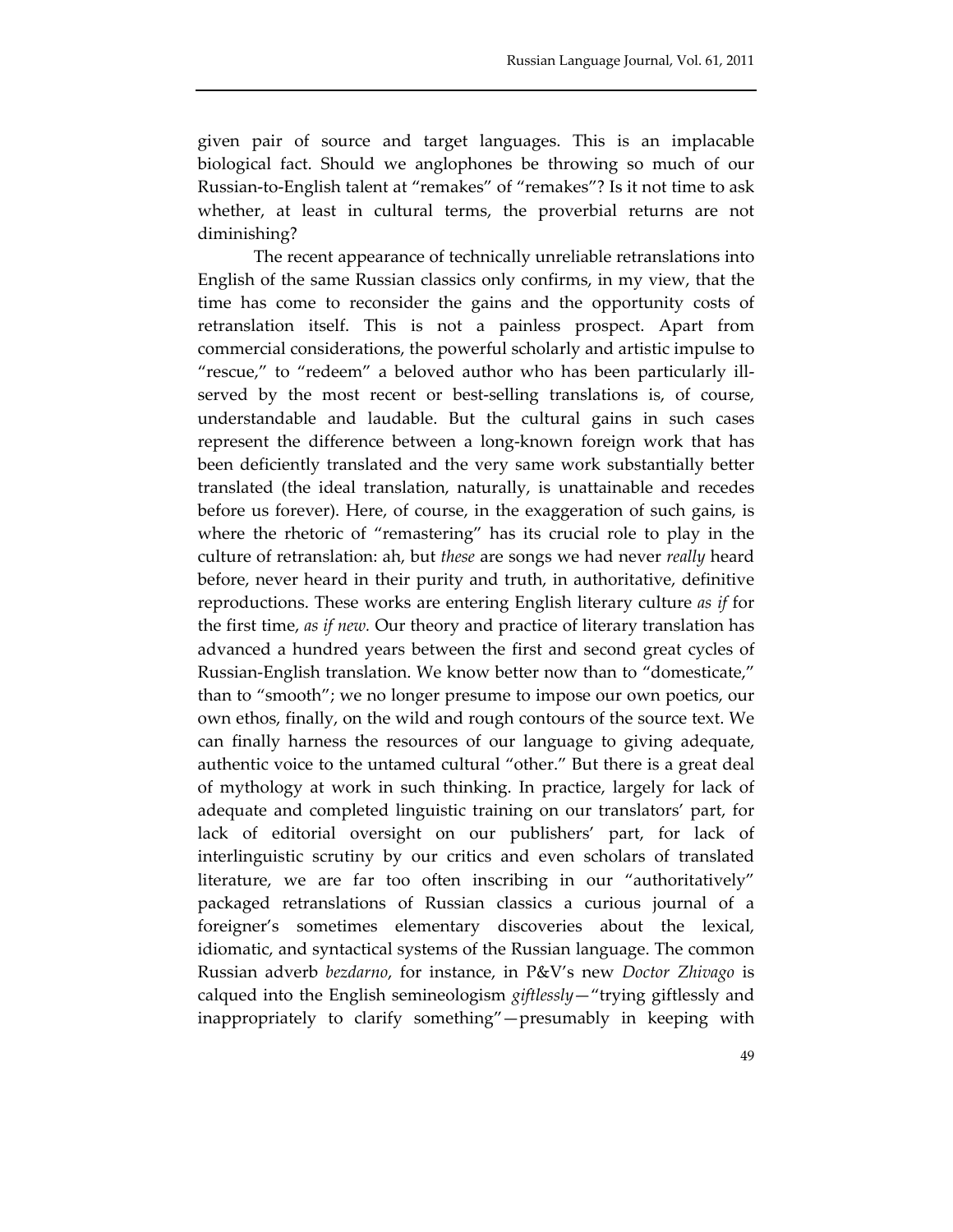given pair of source and target languages. This is an implacable biological fact. Should we anglophones be throwing so much of our Russian-to-English talent at "remakes" of "remakes"? Is it not time to ask whether, at least in cultural terms, the proverbial returns are not diminishing?

The recent appearance of technically unreliable retranslations into English of the same Russian classics only confirms, in my view, that the time has come to reconsider the gains and the opportunity costs of retranslation itself. This is not a painless prospect. Apart from commercial considerations, the powerful scholarly and artistic impulse to "rescue," to "redeem" a beloved author who has been particularly ill-served by the most recent or best-selling translations is, of course, understandable and laudable. But the cultural gains in such cases represent the difference between a long-known foreign work that has been deficiently translated and the very same work substantially better translated (the ideal translation, naturally, is unattainable and recedes before us forever). Here, of course, in the exaggeration of such gains, is where the rhetoric of "remastering" has its crucial role to play in the culture of retranslation: ah, but *these* are songs we had never *really* heard before, never heard in their purity and truth, in authoritative, definitive reproductions. These works are entering English literary culture *as if* for the first time, *as if new.* Our theory and practice of literary translation has advanced a hundred years between the first and second great cycles of Russian-English translation. We know better now than to "domesticate," than to "smooth"; we no longer presume to impose our own poetics, our own ethos, finally, on the wild and rough contours of the source text. We can finally harness the resources of our language to giving adequate, authentic voice to the untamed cultural "other." But there is a great deal of mythology at work in such thinking. In practice, largely for lack of adequate and completed linguistic training on our translators' part, for lack of editorial oversight on our publishers' part, for lack of interlinguistic scrutiny by our critics and even scholars of translated literature, we are far too often inscribing in our "authoritatively" packaged retranslations of Russian classics a curious journal of a foreigner's sometimes elementary discoveries about the lexical, idiomatic, and syntactical systems of the Russian language. The common Russian adverb *bezdarno*, for instance, in P&V's new *Doctor Zhivago* is calqued into the English semineologism *giftlessly*—"trying giftlessly and inappropriately to clarify something"—presumably in keeping with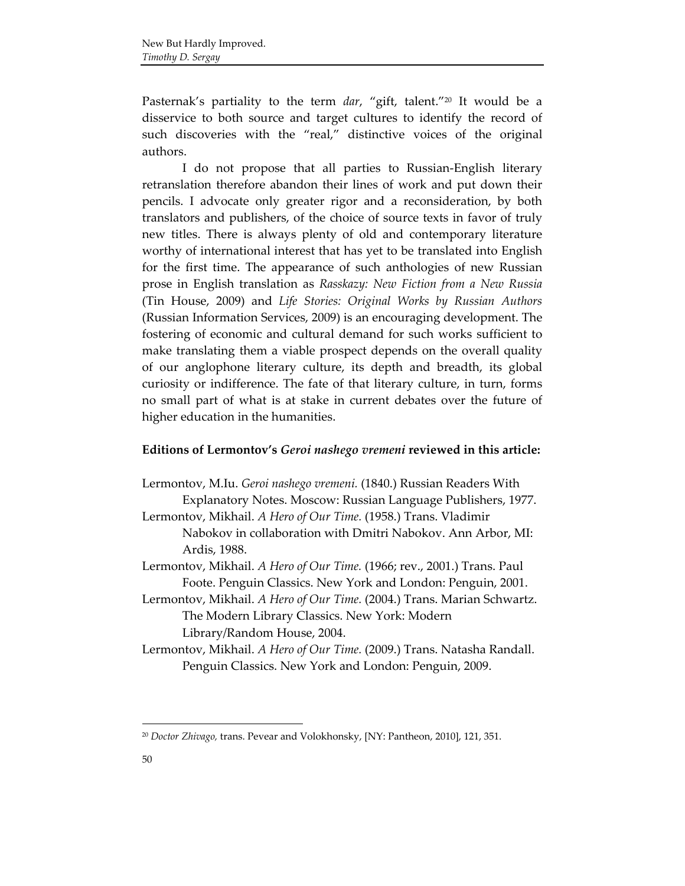Pasternak's partiality to the term *dar*, "gift, talent."[20] It would be a disservice to both source and target cultures to identify the record of such discoveries with the "real," distinctive voices of the original authors.

I do not propose that all parties to Russian-English literary retranslation therefore abandon their lines of work and put down their pencils. I advocate only greater rigor and a reconsideration, by both translators and publishers, of the choice of source texts in favor of truly new titles. There is always plenty of old and contemporary literature worthy of international interest that has yet to be translated into English for the first time. The appearance of such anthologies of new Russian prose in English translation as *Rasskazy: New Fiction from a New Russia* (Tin House, 2009) and *Life Stories: Original Works by Russian Authors* (Russian Information Services, 2009) is an encouraging development. The fostering of economic and cultural demand for such works sufficient to make translating them a viable prospect depends on the overall quality of our anglophone literary culture, its depth and breadth, its global curiosity or indifference. The fate of that literary culture, in turn, forms no small part of what is at stake in current debates over the future of higher education in the humanities.

**Editions of Lermontov's *Geroi nashego vremeni* reviewed in this article:**

Lermontov, M.Iu. *Geroi nashego vremeni.* (1840.) Russian Readers With Explanatory Notes. Moscow: Russian Language Publishers, 1977.

Lermontov, Mikhail. *A Hero of Our Time.* (1958.) Trans. Vladimir Nabokov in collaboration with Dmitri Nabokov. Ann Arbor, MI: Ardis, 1988.

Lermontov, Mikhail. *A Hero of Our Time.* (1966; rev., 2001.) Trans. Paul Foote. Penguin Classics. New York and London: Penguin, 2001.

Lermontov, Mikhail. *A Hero of Our Time.* (2004.) Trans. Marian Schwartz. The Modern Library Classics. New York: Modern Library/Random House, 2004.

Lermontov, Mikhail. *A Hero of Our Time.* (2009.) Trans. Natasha Randall. Penguin Classics. New York and London: Penguin, 2009.

---

[20] *Doctor Zhivago,* trans. Pevear and Volokhonsky, [NY: Pantheon, 2010], 121, 351.